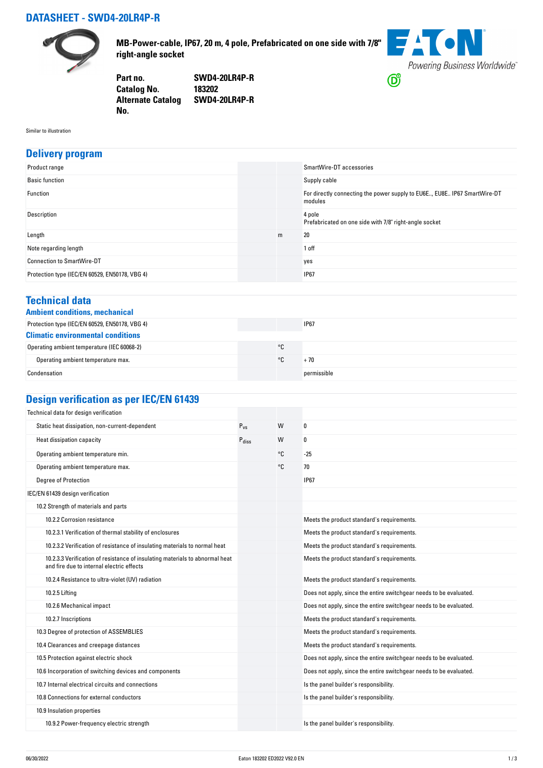# DATASHEET - SWD4-20LR4P-R

**MB-Power-cable, IP67, 20 m, 4 pole, Prefabricated on one side with 7/8" right-angle socket**

| | |
|---|---|
| **Part no.** | **SWD4-20LR4P-R** |
| **Catalog No.** | **183202** |
| **Alternate Catalog No.** | **SWD4-20LR4P-R** |

Similar to illustration

## Delivery program

| | | | |
|---|---|---|---|
| Product range | | | SmartWire-DT accessories |
| Basic function | | | Supply cable |
| Function | | | For directly connecting the power supply to EU6E.., EU8E.. IP67 SmartWire-DT modules |
| Description | | | 4 pole<br>Prefabricated on one side with 7/8" right-angle socket |
| Length | | m | 20 |
| Note regarding length | | | 1 off |
| Connection to SmartWire-DT | | | yes |
| Protection type (IEC/EN 60529, EN50178, VBG 4) | | | IP67 |

## Technical data

### Ambient conditions, mechanical

| | | | |
|---|---|---|---|
| Protection type (IEC/EN 60529, EN50178, VBG 4) | | | IP67 |

### Climatic environmental conditions

| | | | |
|---|---|---|---|
| Operating ambient temperature (IEC 60068-2) | | °C | |
| Operating ambient temperature max. | | °C | + 70 |
| Condensation | | | permissible |

## Design verification as per IEC/EN 61439

| | | | |
|---|---|---|---|
| Technical data for design verification | | | |
| Static heat dissipation, non-current-dependent | $P_{vs}$ | W | 0 |
| Heat dissipation capacity | $P_{diss}$ | W | 0 |
| Operating ambient temperature min. | | °C | -25 |
| Operating ambient temperature max. | | °C | 70 |
| Degree of Protection | | | IP67 |
| IEC/EN 61439 design verification | | | |
| 10.2 Strength of materials and parts | | | |
| 10.2.2 Corrosion resistance | | | Meets the product standard's requirements. |
| 10.2.3.1 Verification of thermal stability of enclosures | | | Meets the product standard's requirements. |
| 10.2.3.2 Verification of resistance of insulating materials to normal heat | | | Meets the product standard's requirements. |
| 10.2.3.3 Verification of resistance of insulating materials to abnormal heat and fire due to internal electric effects | | | Meets the product standard's requirements. |
| 10.2.4 Resistance to ultra-violet (UV) radiation | | | Meets the product standard's requirements. |
| 10.2.5 Lifting | | | Does not apply, since the entire switchgear needs to be evaluated. |
| 10.2.6 Mechanical impact | | | Does not apply, since the entire switchgear needs to be evaluated. |
| 10.2.7 Inscriptions | | | Meets the product standard's requirements. |
| 10.3 Degree of protection of ASSEMBLIES | | | Meets the product standard's requirements. |
| 10.4 Clearances and creepage distances | | | Meets the product standard's requirements. |
| 10.5 Protection against electric shock | | | Does not apply, since the entire switchgear needs to be evaluated. |
| 10.6 Incorporation of switching devices and components | | | Does not apply, since the entire switchgear needs to be evaluated. |
| 10.7 Internal electrical circuits and connections | | | Is the panel builder's responsibility. |
| 10.8 Connections for external conductors | | | Is the panel builder's responsibility. |
| 10.9 Insulation properties | | | |
| 10.9.2 Power-frequency electric strength | | | Is the panel builder's responsibility. |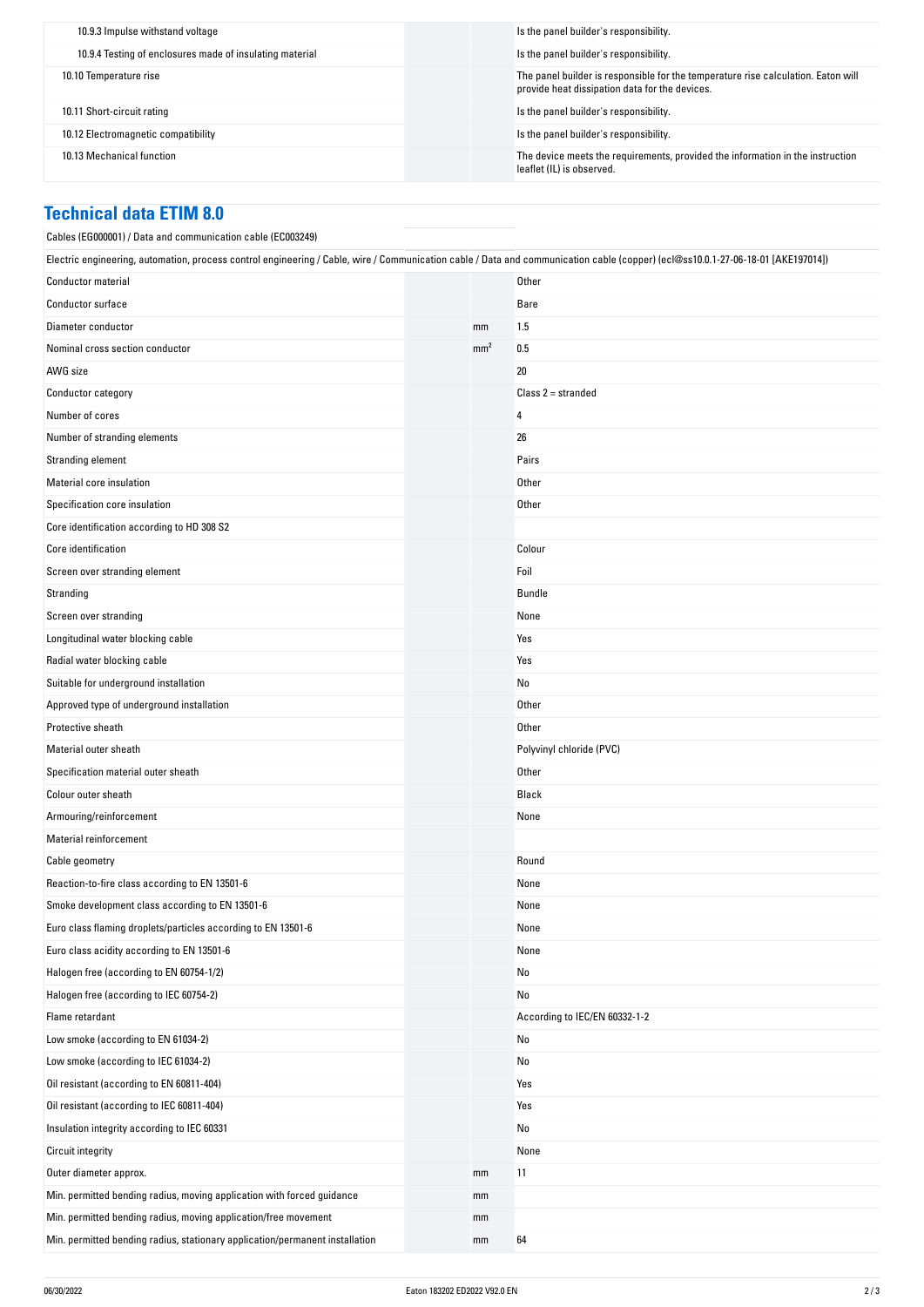| | | |
|---|---|---|
| 10.9.3 Impulse withstand voltage | | Is the panel builder's responsibility. |
| 10.9.4 Testing of enclosures made of insulating material | | Is the panel builder's responsibility. |
| 10.10 Temperature rise | | The panel builder is responsible for the temperature rise calculation. Eaton will provide heat dissipation data for the devices. |
| 10.11 Short-circuit rating | | Is the panel builder's responsibility. |
| 10.12 Electromagnetic compatibility | | Is the panel builder's responsibility. |
| 10.13 Mechanical function | | The device meets the requirements, provided the information in the instruction leaflet (IL) is observed. |

## Technical data ETIM 8.0

Cables (EG000001) / Data and communication cable (EC003249)

Electric engineering, automation, process control engineering / Cable, wire / Communication cable / Data and communication cable (copper) (ecl@ss10.0.1-27-06-18-01 [AKE197014])

| | | |
|---|---|---|
| Conductor material | | Other |
| Conductor surface | | Bare |
| Diameter conductor | mm | 1.5 |
| Nominal cross section conductor | mm² | 0.5 |
| AWG size | | 20 |
| Conductor category | | Class 2 = stranded |
| Number of cores | | 4 |
| Number of stranding elements | | 26 |
| Stranding element | | Pairs |
| Material core insulation | | Other |
| Specification core insulation | | Other |
| Core identification according to HD 308 S2 | | |
| Core identification | | Colour |
| Screen over stranding element | | Foil |
| Stranding | | Bundle |
| Screen over stranding | | None |
| Longitudinal water blocking cable | | Yes |
| Radial water blocking cable | | Yes |
| Suitable for underground installation | | No |
| Approved type of underground installation | | Other |
| Protective sheath | | Other |
| Material outer sheath | | Polyvinyl chloride (PVC) |
| Specification material outer sheath | | Other |
| Colour outer sheath | | Black |
| Armouring/reinforcement | | None |
| Material reinforcement | | |
| Cable geometry | | Round |
| Reaction-to-fire class according to EN 13501-6 | | None |
| Smoke development class according to EN 13501-6 | | None |
| Euro class flaming droplets/particles according to EN 13501-6 | | None |
| Euro class acidity according to EN 13501-6 | | None |
| Halogen free (according to EN 60754-1/2) | | No |
| Halogen free (according to IEC 60754-2) | | No |
| Flame retardant | | According to IEC/EN 60332-1-2 |
| Low smoke (according to EN 61034-2) | | No |
| Low smoke (according to IEC 61034-2) | | No |
| Oil resistant (according to EN 60811-404) | | Yes |
| Oil resistant (according to IEC 60811-404) | | Yes |
| Insulation integrity according to IEC 60331 | | No |
| Circuit integrity | | None |
| Outer diameter approx. | mm | 11 |
| Min. permitted bending radius, moving application with forced guidance | mm | |
| Min. permitted bending radius, moving application/free movement | mm | |
| Min. permitted bending radius, stationary application/permanent installation | mm | 64 |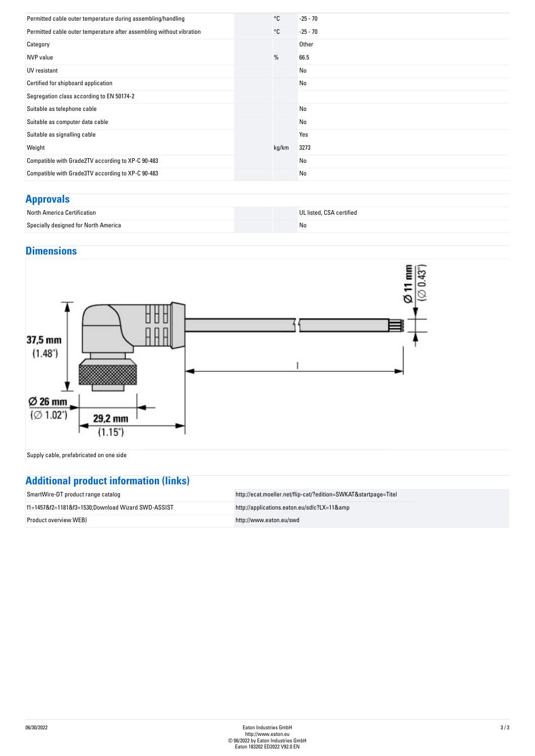| | | |
|---|---|---|
| Permitted cable outer temperature during assembling/handling | °C | -25 - 70 |
| Permitted cable outer temperature after assembling without vibration | °C | -25 - 70 |
| Category | | Other |
| NVP value | % | 66.5 |
| UV resistant | | No |
| Certified for shipboard application | | No |
| Segregation class according to EN 50174-2 | | |
| Suitable as telephone cable | | No |
| Suitable as computer data cable | | No |
| Suitable as signalling cable | | Yes |
| Weight | kg/km | 3273 |
| Compatible with Grade2TV according to XP-C 90-483 | | No |
| Compatible with Grade3TV according to XP-C 90-483 | | No |

## Approvals

| | | |
|---|---|---|
| North America Certification | | UL listed, CSA certified |
| Specially designed for North America | | No |

## Dimensions

37,5 mm
(1.48")
Ø 26 mm
(Ø 1.02")
29,2 mm
(1.15")
l
Ø 11 mm
(Ø 0.43")

Supply cable, prefabricated on one side

## Additional product information (links)

| | |
|---|---|
| SmartWire-DT product range catalog | http://ecat.moeller.net/flip-cat/?edition=SWKAT&startpage=Titel |
| f1=1457&f2=1181&f3=1530;Download Wizard SWD-ASSIST | http://applications.eaton.eu/sdlc?LX=11&amp |
| Product overview WEB) | http://www.eaton.eu/swd |